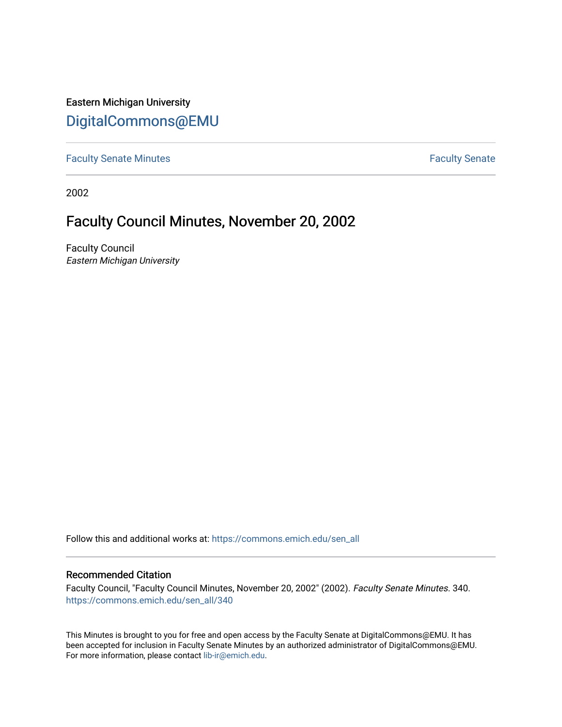Eastern Michigan University

# DigitalCommons@EMU

Faculty Senate Minutes

Faculty Senate

2002

## Faculty Council Minutes, November 20, 2002

Faculty Council

*Eastern Michigan University*

Follow this and additional works at: https://commons.emich.edu/sen_all

### Recommended Citation

Faculty Council, "Faculty Council Minutes, November 20, 2002" (2002). *Faculty Senate Minutes*. 340.
https://commons.emich.edu/sen_all/340

This Minutes is brought to you for free and open access by the Faculty Senate at DigitalCommons@EMU. It has been accepted for inclusion in Faculty Senate Minutes by an authorized administrator of DigitalCommons@EMU. For more information, please contact lib-ir@emich.edu.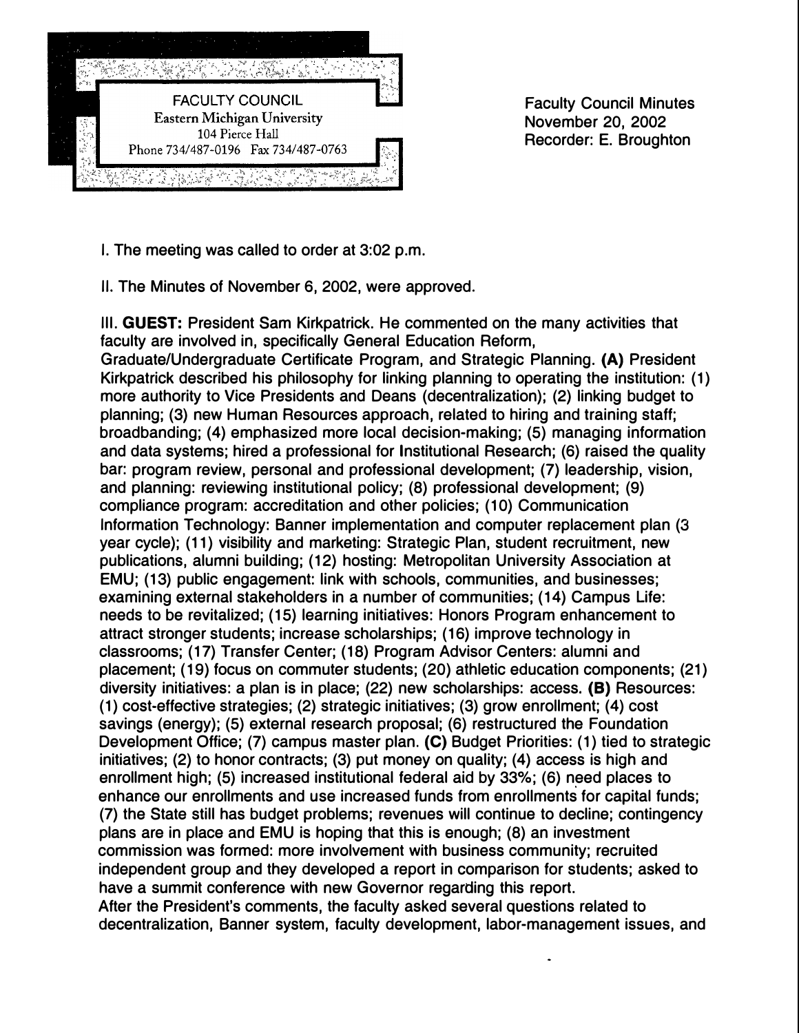FACULTY COUNCIL
Eastern Michigan University
104 Pierce Hall
Phone 734/487-0196 Fax 734/487-0763

Faculty Council Minutes
November 20, 2002
Recorder: E. Broughton

I. The meeting was called to order at 3:02 p.m.

II. The Minutes of November 6, 2002, were approved.

III. **GUEST:** President Sam Kirkpatrick. He commented on the many activities that faculty are involved in, specifically General Education Reform, Graduate/Undergraduate Certificate Program, and Strategic Planning. **(A)** President Kirkpatrick described his philosophy for linking planning to operating the institution: (1) more authority to Vice Presidents and Deans (decentralization); (2) linking budget to planning; (3) new Human Resources approach, related to hiring and training staff; broadbanding; (4) emphasized more local decision-making; (5) managing information and data systems; hired a professional for Institutional Research; (6) raised the quality bar: program review, personal and professional development; (7) leadership, vision, and planning: reviewing institutional policy; (8) professional development; (9) compliance program: accreditation and other policies; (10) Communication Information Technology: Banner implementation and computer replacement plan (3 year cycle); (11) visibility and marketing: Strategic Plan, student recruitment, new publications, alumni building; (12) hosting: Metropolitan University Association at EMU; (13) public engagement: link with schools, communities, and businesses; examining external stakeholders in a number of communities; (14) Campus Life: needs to be revitalized; (15) learning initiatives: Honors Program enhancement to attract stronger students; increase scholarships; (16) improve technology in classrooms; (17) Transfer Center; (18) Program Advisor Centers: alumni and placement; (19) focus on commuter students; (20) athletic education components; (21) diversity initiatives: a plan is in place; (22) new scholarships: access. **(B)** Resources: (1) cost-effective strategies; (2) strategic initiatives; (3) grow enrollment; (4) cost savings (energy); (5) external research proposal; (6) restructured the Foundation Development Office; (7) campus master plan. **(C)** Budget Priorities: (1) tied to strategic initiatives; (2) to honor contracts; (3) put money on quality; (4) access is high and enrollment high; (5) increased institutional federal aid by 33%; (6) need places to enhance our enrollments and use increased funds from enrollments for capital funds; (7) the State still has budget problems; revenues will continue to decline; contingency plans are in place and EMU is hoping that this is enough; (8) an investment commission was formed: more involvement with business community; recruited independent group and they developed a report in comparison for students; asked to have a summit conference with new Governor regarding this report.

After the President's comments, the faculty asked several questions related to decentralization, Banner system, faculty development, labor-management issues, and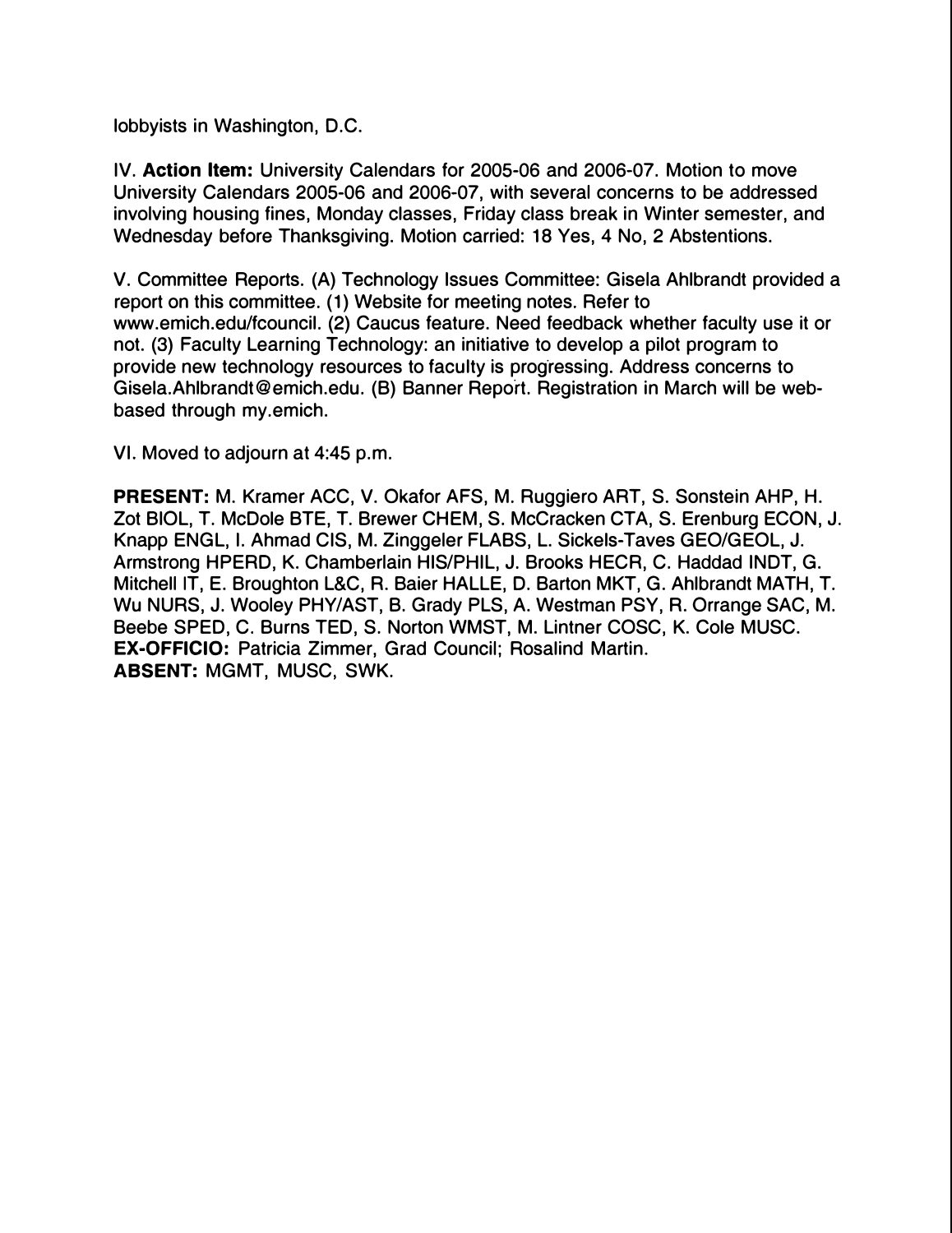lobbyists in Washington, D.C.

IV. **Action Item:** University Calendars for 2005-06 and 2006-07. Motion to move University Calendars 2005-06 and 2006-07, with several concerns to be addressed involving housing fines, Monday classes, Friday class break in Winter semester, and Wednesday before Thanksgiving. Motion carried: 18 Yes, 4 No, 2 Abstentions.

V. Committee Reports. (A) Technology Issues Committee: Gisela Ahlbrandt provided a report on this committee. (1) Website for meeting notes. Refer to www.emich.edu/fcouncil. (2) Caucus feature. Need feedback whether faculty use it or not. (3) Faculty Learning Technology: an initiative to develop a pilot program to provide new technology resources to faculty is progressing. Address concerns to Gisela.Ahlbrandt@emich.edu. (B) Banner Report. Registration in March will be web-based through my.emich.

VI. Moved to adjourn at 4:45 p.m.

**PRESENT:** M. Kramer ACC, V. Okafor AFS, M. Ruggiero ART, S. Sonstein AHP, H. Zot BIOL, T. McDole BTE, T. Brewer CHEM, S. McCracken CTA, S. Erenburg ECON, J. Knapp ENGL, I. Ahmad CIS, M. Zinggeler FLABS, L. Sickels-Taves GEO/GEOL, J. Armstrong HPERD, K. Chamberlain HIS/PHIL, J. Brooks HECR, C. Haddad INDT, G. Mitchell IT, E. Broughton L&C, R. Baier HALLE, D. Barton MKT, G. Ahlbrandt MATH, T. Wu NURS, J. Wooley PHY/AST, B. Grady PLS, A. Westman PSY, R. Orrange SAC, M. Beebe SPED, C. Burns TED, S. Norton WMST, M. Lintner COSC, K. Cole MUSC.
**EX-OFFICIO:** Patricia Zimmer, Grad Council; Rosalind Martin.
**ABSENT:** MGMT, MUSC, SWK.